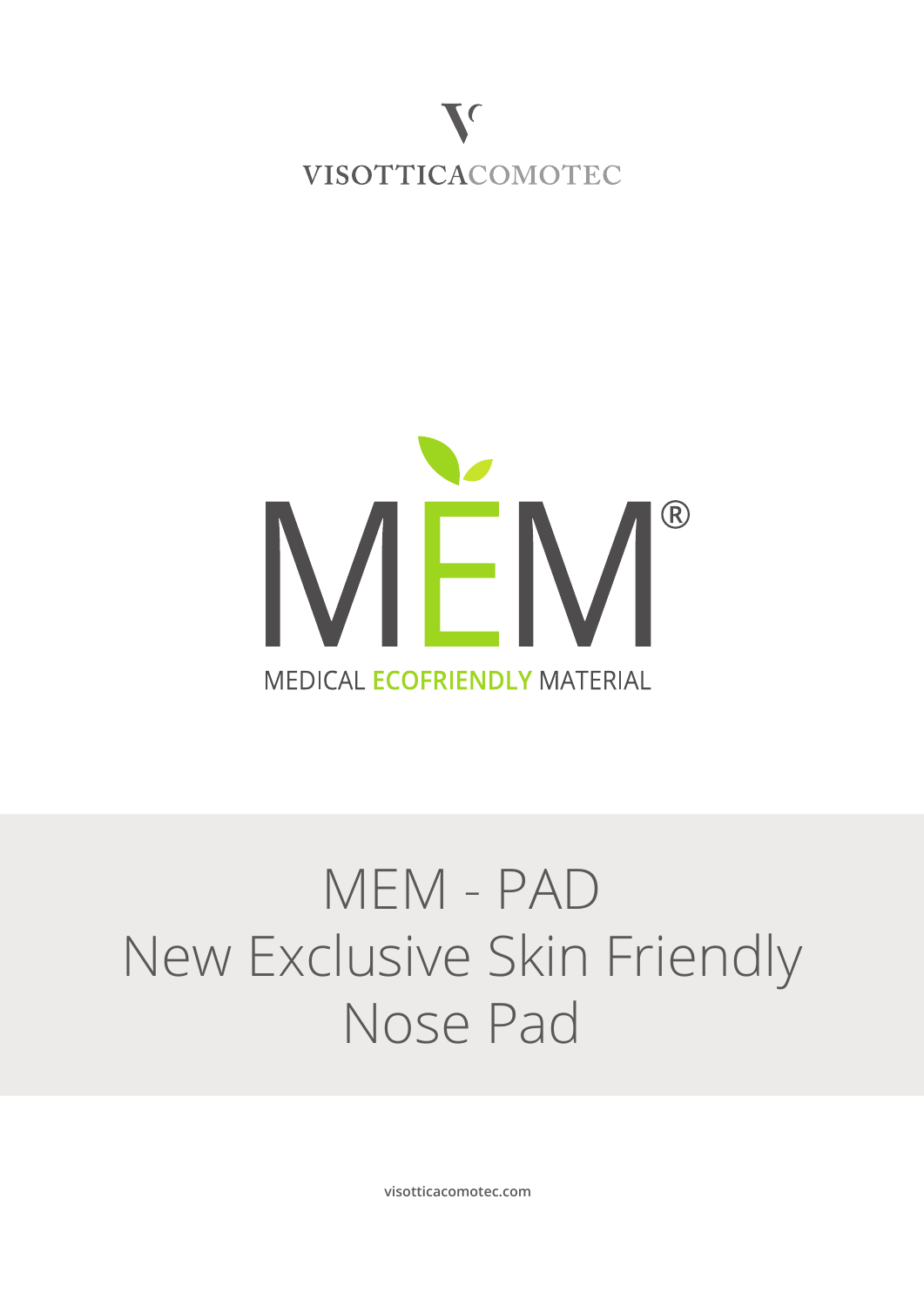VISOTTICACOMOTEC

MEM®

MEDICAL ECOFRIENDLY MATERIAL

# MEM - PAD
# New Exclusive Skin Friendly Nose Pad

visotticacomotec.com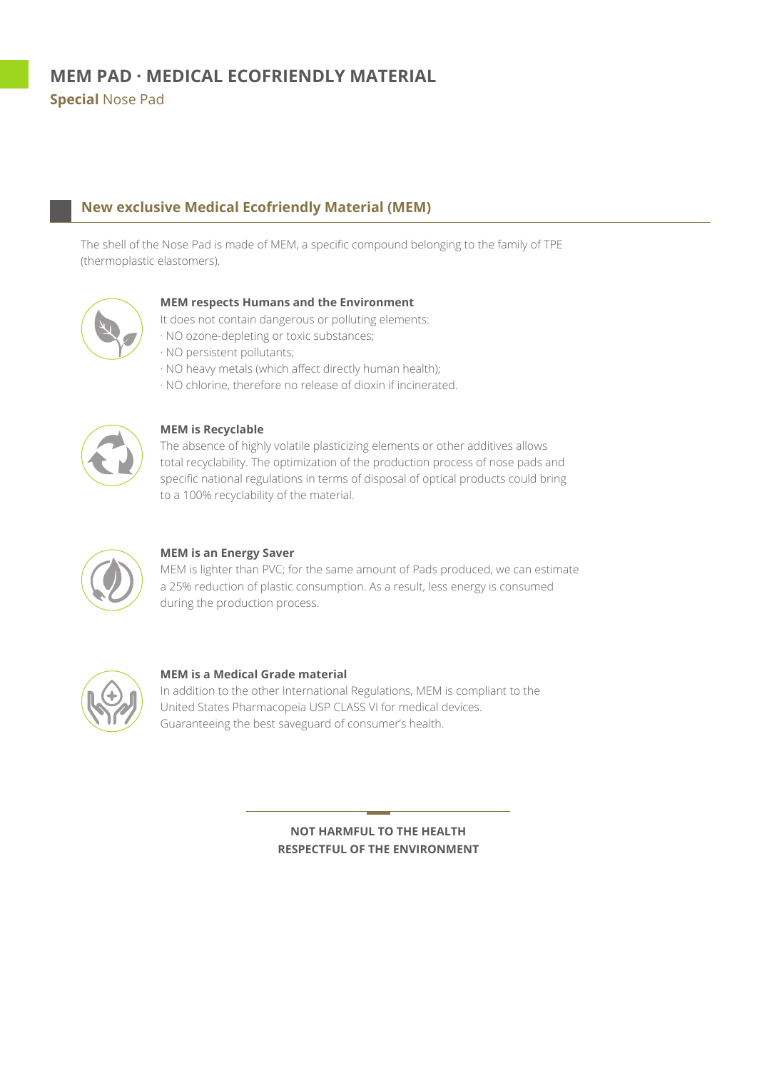# MEM PAD · MEDICAL ECOFRIENDLY MATERIAL

**Special** Nose Pad

## New exclusive Medical Ecofriendly Material (MEM)

The shell of the Nose Pad is made of MEM, a specific compound belonging to the family of TPE (thermoplastic elastomers).

### MEM respects Humans and the Environment

It does not contain dangerous or polluting elements:

· NO ozone-depleting or toxic substances;
· NO persistent pollutants;
· NO heavy metals (which affect directly human health);
· NO chlorine, therefore no release of dioxin if incinerated.

### MEM is Recyclable

The absence of highly volatile plasticizing elements or other additives allows total recyclability. The optimization of the production process of nose pads and specific national regulations in terms of disposal of optical products could bring to a 100% recyclability of the material.

### MEM is an Energy Saver

MEM is lighter than PVC; for the same amount of Pads produced, we can estimate a 25% reduction of plastic consumption. As a result, less energy is consumed during the production process.

### MEM is a Medical Grade material

In addition to the other International Regulations, MEM is compliant to the United States Pharmacopeia USP CLASS VI for medical devices. Guaranteeing the best saveguard of consumer's health.

**NOT HARMFUL TO THE HEALTH**
**RESPECTFUL OF THE ENVIRONMENT**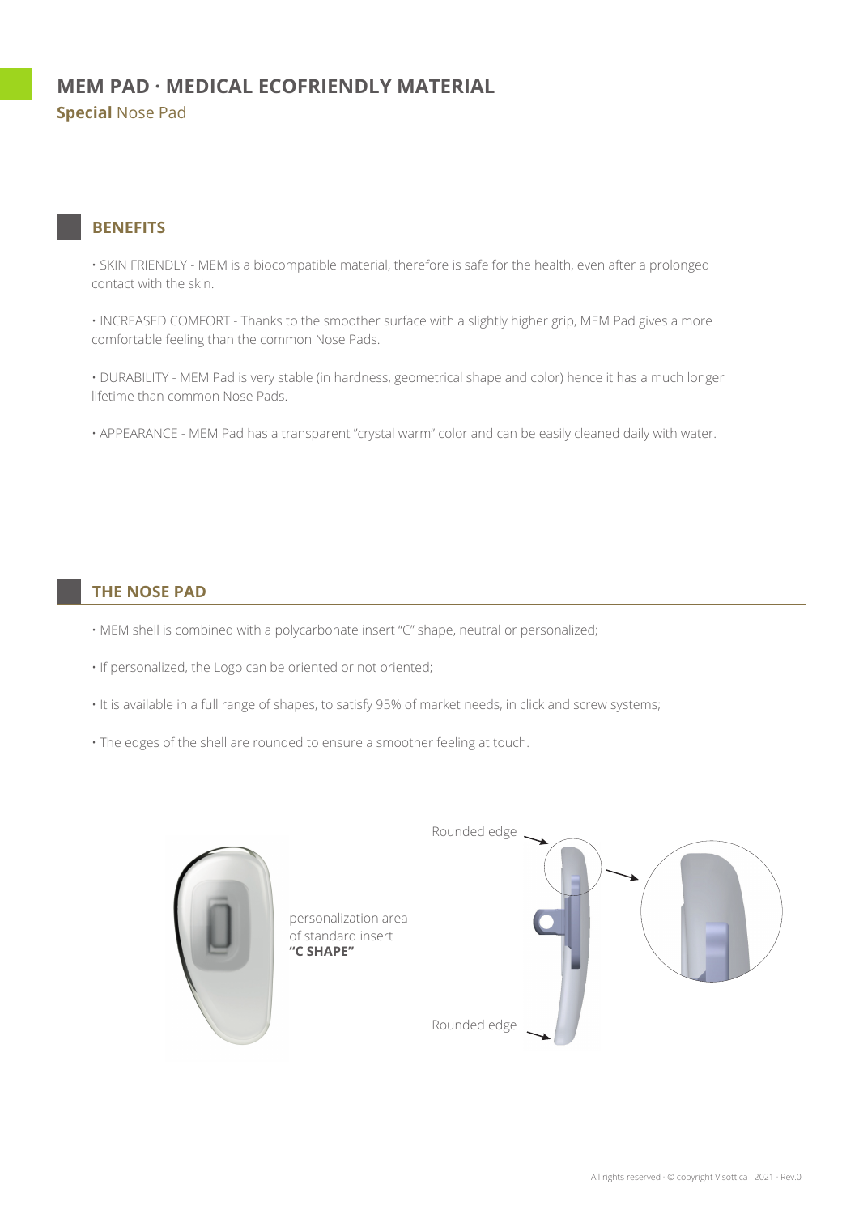# MEM PAD · MEDICAL ECOFRIENDLY MATERIAL

**Special** Nose Pad

## BENEFITS

• SKIN FRIENDLY - MEM is a biocompatible material, therefore is safe for the health, even after a prolonged contact with the skin.

• INCREASED COMFORT - Thanks to the smoother surface with a slightly higher grip, MEM Pad gives a more comfortable feeling than the common Nose Pads.

• DURABILITY - MEM Pad is very stable (in hardness, geometrical shape and color) hence it has a much longer lifetime than common Nose Pads.

• APPEARANCE - MEM Pad has a transparent "crystal warm" color and can be easily cleaned daily with water.

## THE NOSE PAD

• MEM shell is combined with a polycarbonate insert "C" shape, neutral or personalized;

• If personalized, the Logo can be oriented or not oriented;

• It is available in a full range of shapes, to satisfy 95% of market needs, in click and screw systems;

• The edges of the shell are rounded to ensure a smoother feeling at touch.

personalization area of standard insert **"C SHAPE"**

Rounded edge

Rounded edge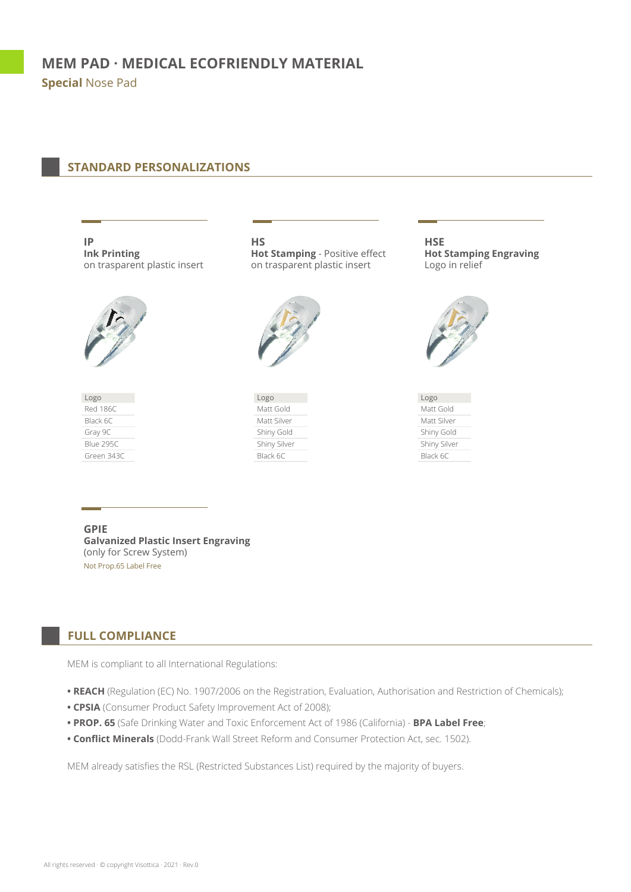# MEM PAD · MEDICAL ECOFRIENDLY MATERIAL

**Special** Nose Pad

## STANDARD PERSONALIZATIONS

### IP
**Ink Printing**
on trasparent plastic insert

| Logo |
|---|
| Red 186C |
| Black 6C |
| Gray 9C |
| Blue 295C |
| Green 343C |

### HS
**Hot Stamping** - Positive effect
on trasparent plastic insert

| Logo |
|---|
| Matt Gold |
| Matt Silver |
| Shiny Gold |
| Shiny Silver |
| Black 6C |

### HSE
**Hot Stamping Engraving**
Logo in relief

| Logo |
|---|
| Matt Gold |
| Matt Silver |
| Shiny Gold |
| Shiny Silver |
| Black 6C |

### GPIE
**Galvanized Plastic Insert Engraving**
(only for Screw System)

Not Prop.65 Label Free

## FULL COMPLIANCE

MEM is compliant to all International Regulations:

- **REACH** (Regulation (EC) No. 1907/2006 on the Registration, Evaluation, Authorisation and Restriction of Chemicals);
- **CPSIA** (Consumer Product Safety Improvement Act of 2008);
- **PROP. 65** (Safe Drinking Water and Toxic Enforcement Act of 1986 (California) - **BPA Label Free**;
- **Conflict Minerals** (Dodd-Frank Wall Street Reform and Consumer Protection Act, sec. 1502).

MEM already satisfies the RSL (Restricted Substances List) required by the majority of buyers.

All rights reserved · © copyright Visottica · 2021 · Rev.0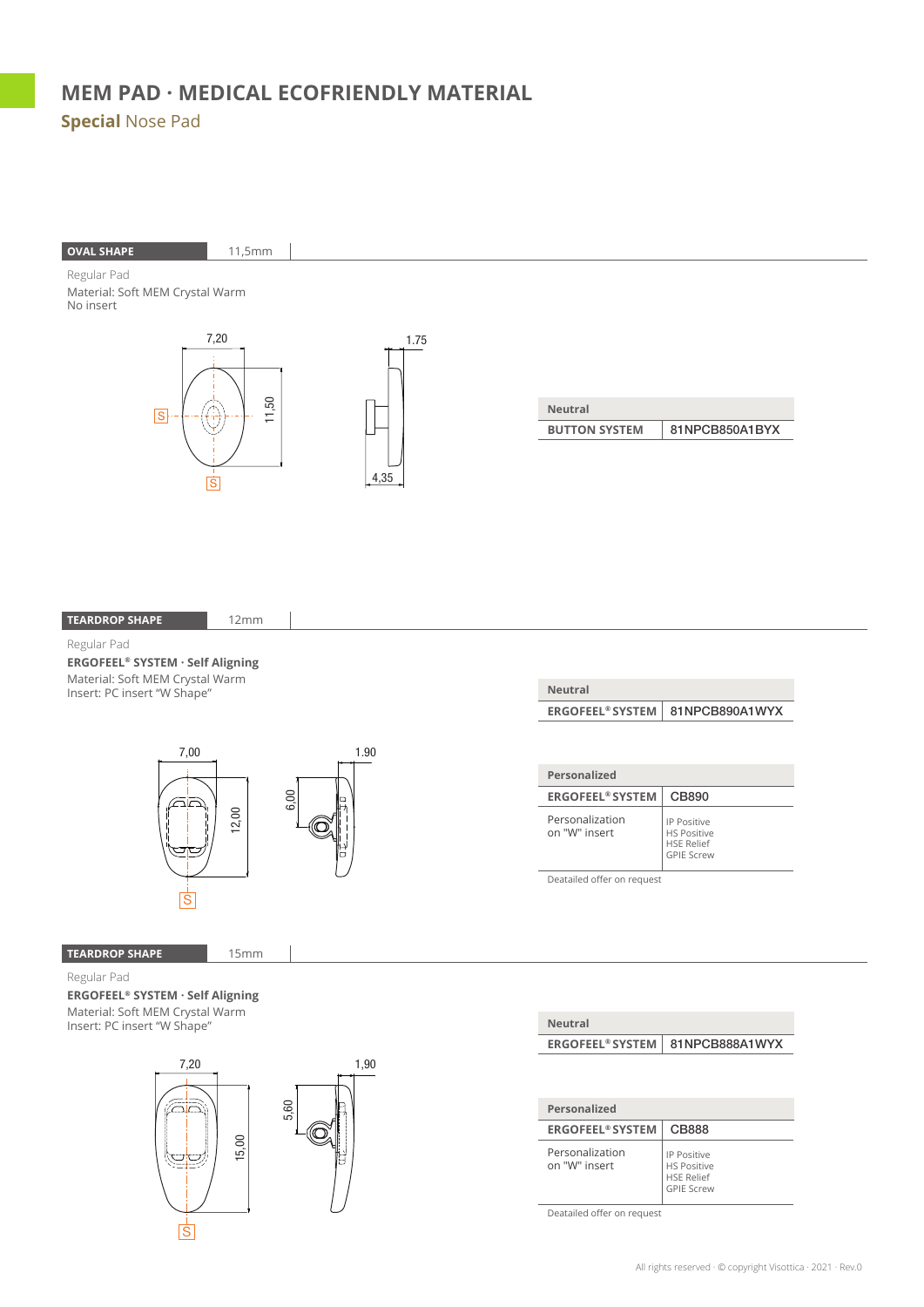# MEM PAD · MEDICAL ECOFRIENDLY MATERIAL

## **Special** Nose Pad

**OVAL SHAPE** 11,5mm

Regular Pad
Material: Soft MEM Crystal Warm
No insert

7,20 · 11,50 · 1.75 · 4,35

| Neutral | |
|---|---|
| BUTTON SYSTEM | 81NPCB850A1BYX |

**TEARDROP SHAPE** 12mm

Regular Pad
**ERGOFEEL® SYSTEM · Self Aligning**
Material: Soft MEM Crystal Warm
Insert: PC insert "W Shape"

7,00 · 12,00 · 6,00 · 1.90

| Neutral | |
|---|---|
| ERGOFEEL® SYSTEM | 81NPCB890A1WYX |

| Personalized | |
|---|---|
| ERGOFEEL® SYSTEM | CB890 |
| Personalization on "W" insert | IP Positive<br>HS Positive<br>HSE Relief<br>GPIE Screw |

Deatailed offer on request

**TEARDROP SHAPE** 15mm

Regular Pad
**ERGOFEEL® SYSTEM · Self Aligning**
Material: Soft MEM Crystal Warm
Insert: PC insert "W Shape"

7,20 · 15,00 · 5,60 · 1,90

| Neutral | |
|---|---|
| ERGOFEEL® SYSTEM | 81NPCB888A1WYX |

| Personalized | |
|---|---|
| ERGOFEEL® SYSTEM | CB888 |
| Personalization on "W" insert | IP Positive<br>HS Positive<br>HSE Relief<br>GPIE Screw |

Deatailed offer on request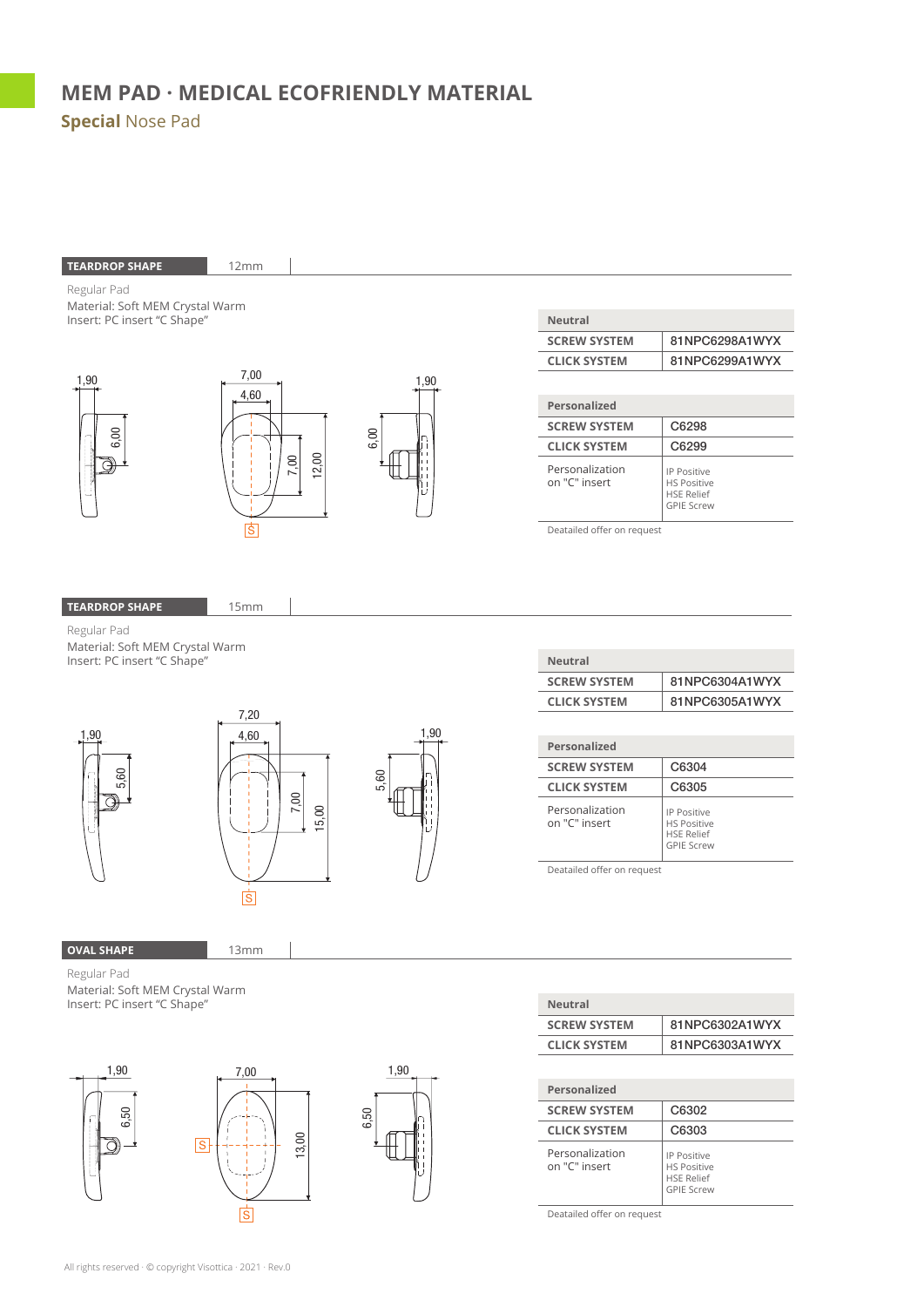# MEM PAD · MEDICAL ECOFRIENDLY MATERIAL

## **Special** Nose Pad

### TEARDROP SHAPE — 12mm

Regular Pad
Material: Soft MEM Crystal Warm
Insert: PC insert "C Shape"

| Neutral | |
|---|---|
| SCREW SYSTEM | 81NPC6298A1WYX |
| CLICK SYSTEM | 81NPC6299A1WYX |

| Personalized | |
|---|---|
| SCREW SYSTEM | C6298 |
| CLICK SYSTEM | C6299 |
| Personalization on "C" insert | IP Positive<br>HS Positive<br>HSE Relief<br>GPIE Screw |

Deatailed offer on request

### TEARDROP SHAPE — 15mm

Regular Pad
Material: Soft MEM Crystal Warm
Insert: PC insert "C Shape"

| Neutral | |
|---|---|
| SCREW SYSTEM | 81NPC6304A1WYX |
| CLICK SYSTEM | 81NPC6305A1WYX |

| Personalized | |
|---|---|
| SCREW SYSTEM | C6304 |
| CLICK SYSTEM | C6305 |
| Personalization on "C" insert | IP Positive<br>HS Positive<br>HSE Relief<br>GPIE Screw |

Deatailed offer on request

### OVAL SHAPE — 13mm

Regular Pad
Material: Soft MEM Crystal Warm
Insert: PC insert "C Shape"

| Neutral | |
|---|---|
| SCREW SYSTEM | 81NPC6302A1WYX |
| CLICK SYSTEM | 81NPC6303A1WYX |

| Personalized | |
|---|---|
| SCREW SYSTEM | C6302 |
| CLICK SYSTEM | C6303 |
| Personalization on "C" insert | IP Positive<br>HS Positive<br>HSE Relief<br>GPIE Screw |

Deatailed offer on request

All rights reserved · © copyright Visottica · 2021 · Rev.0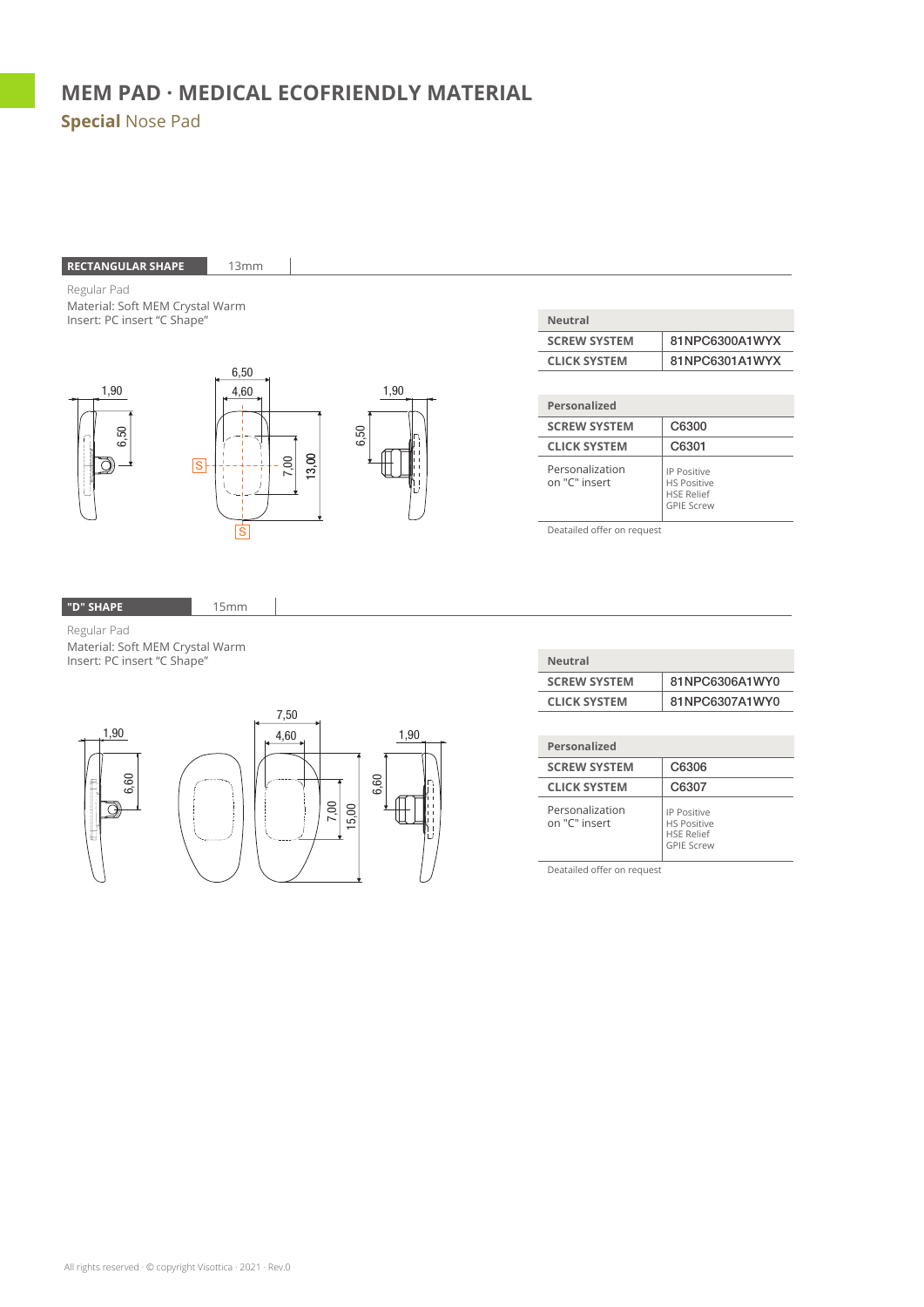# MEM PAD · MEDICAL ECOFRIENDLY MATERIAL

## **Special** Nose Pad

### RECTANGULAR SHAPE 13mm

Regular Pad
Material: Soft MEM Crystal Warm
Insert: PC insert "C Shape"

| Neutral | |
|---|---|
| SCREW SYSTEM | 81NPC6300A1WYX |
| CLICK SYSTEM | 81NPC6301A1WYX |

| Personalized | |
|---|---|
| SCREW SYSTEM | C6300 |
| CLICK SYSTEM | C6301 |
| Personalization on "C" insert | IP Positive<br>HS Positive<br>HSE Relief<br>GPIE Screw |

Deatailed offer on request

### "D" SHAPE 15mm

Regular Pad
Material: Soft MEM Crystal Warm
Insert: PC insert "C Shape"

| Neutral | |
|---|---|
| SCREW SYSTEM | 81NPC6306A1WY0 |
| CLICK SYSTEM | 81NPC6307A1WY0 |

| Personalized | |
|---|---|
| SCREW SYSTEM | C6306 |
| CLICK SYSTEM | C6307 |
| Personalization on "C" insert | IP Positive<br>HS Positive<br>HSE Relief<br>GPIE Screw |

Deatailed offer on request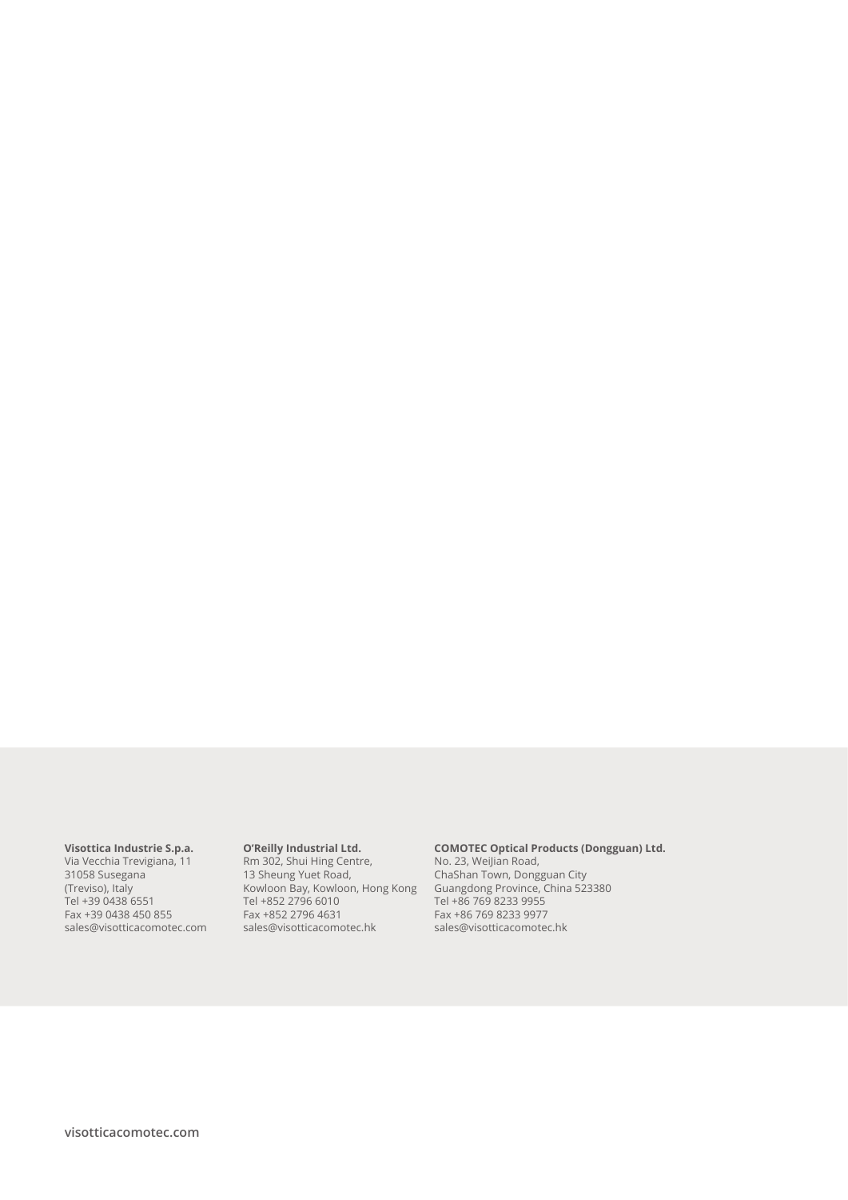**Visottica Industrie S.p.a.**
Via Vecchia Trevigiana, 11
31058 Susegana
(Treviso), Italy
Tel +39 0438 6551
Fax +39 0438 450 855
sales@visotticacomotec.com

**O'Reilly Industrial Ltd.**
Rm 302, Shui Hing Centre,
13 Sheung Yuet Road,
Kowloon Bay, Kowloon, Hong Kong
Tel +852 2796 6010
Fax +852 2796 4631
sales@visotticacomotec.hk

**COMOTEC Optical Products (Dongguan) Ltd.**
No. 23, WeiJian Road,
ChaShan Town, Dongguan City
Guangdong Province, China 523380
Tel +86 769 8233 9955
Fax +86 769 8233 9977
sales@visotticacomotec.hk

**visotticacomotec.com**